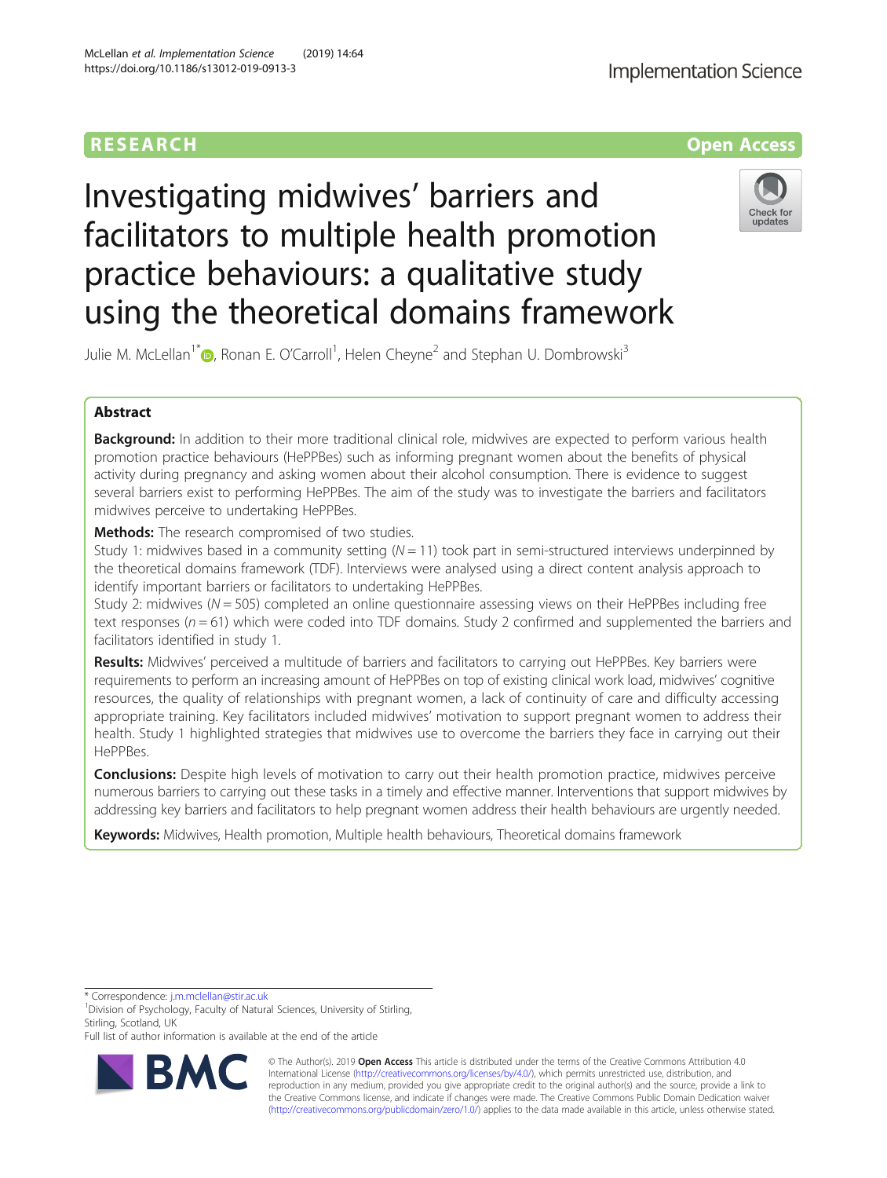RESEARCH Open Access

# Investigating midwives' barriers and facilitators to multiple health promotion practice behaviours: a qualitative study using the theoretical domains framework

Julie M. McLellan[1*], Ronan E. O'Carroll[1], Helen Cheyne[2] and Stephan U. Dombrowski[3]

## Abstract

**Background:** In addition to their more traditional clinical role, midwives are expected to perform various health promotion practice behaviours (HePPBes) such as informing pregnant women about the benefits of physical activity during pregnancy and asking women about their alcohol consumption. There is evidence to suggest several barriers exist to performing HePPBes. The aim of the study was to investigate the barriers and facilitators midwives perceive to undertaking HePPBes.

**Methods:** The research compromised of two studies.
Study 1: midwives based in a community setting ($N = 11$) took part in semi-structured interviews underpinned by the theoretical domains framework (TDF). Interviews were analysed using a direct content analysis approach to identify important barriers or facilitators to undertaking HePPBes.
Study 2: midwives ($N = 505$) completed an online questionnaire assessing views on their HePPBes including free text responses ($n = 61$) which were coded into TDF domains. Study 2 confirmed and supplemented the barriers and facilitators identified in study 1.

**Results:** Midwives' perceived a multitude of barriers and facilitators to carrying out HePPBes. Key barriers were requirements to perform an increasing amount of HePPBes on top of existing clinical work load, midwives' cognitive resources, the quality of relationships with pregnant women, a lack of continuity of care and difficulty accessing appropriate training. Key facilitators included midwives' motivation to support pregnant women to address their health. Study 1 highlighted strategies that midwives use to overcome the barriers they face in carrying out their HePPBes.

**Conclusions:** Despite high levels of motivation to carry out their health promotion practice, midwives perceive numerous barriers to carrying out these tasks in a timely and effective manner. Interventions that support midwives by addressing key barriers and facilitators to help pregnant women address their health behaviours are urgently needed.

**Keywords:** Midwives, Health promotion, Multiple health behaviours, Theoretical domains framework

---

\* Correspondence: j.m.mclellan@stir.ac.uk
[1]Division of Psychology, Faculty of Natural Sciences, University of Stirling, Stirling, Scotland, UK
Full list of author information is available at the end of the article

© The Author(s). 2019 **Open Access** This article is distributed under the terms of the Creative Commons Attribution 4.0 International License (http://creativecommons.org/licenses/by/4.0/), which permits unrestricted use, distribution, and reproduction in any medium, provided you give appropriate credit to the original author(s) and the source, provide a link to the Creative Commons license, and indicate if changes were made. The Creative Commons Public Domain Dedication waiver (http://creativecommons.org/publicdomain/zero/1.0/) applies to the data made available in this article, unless otherwise stated.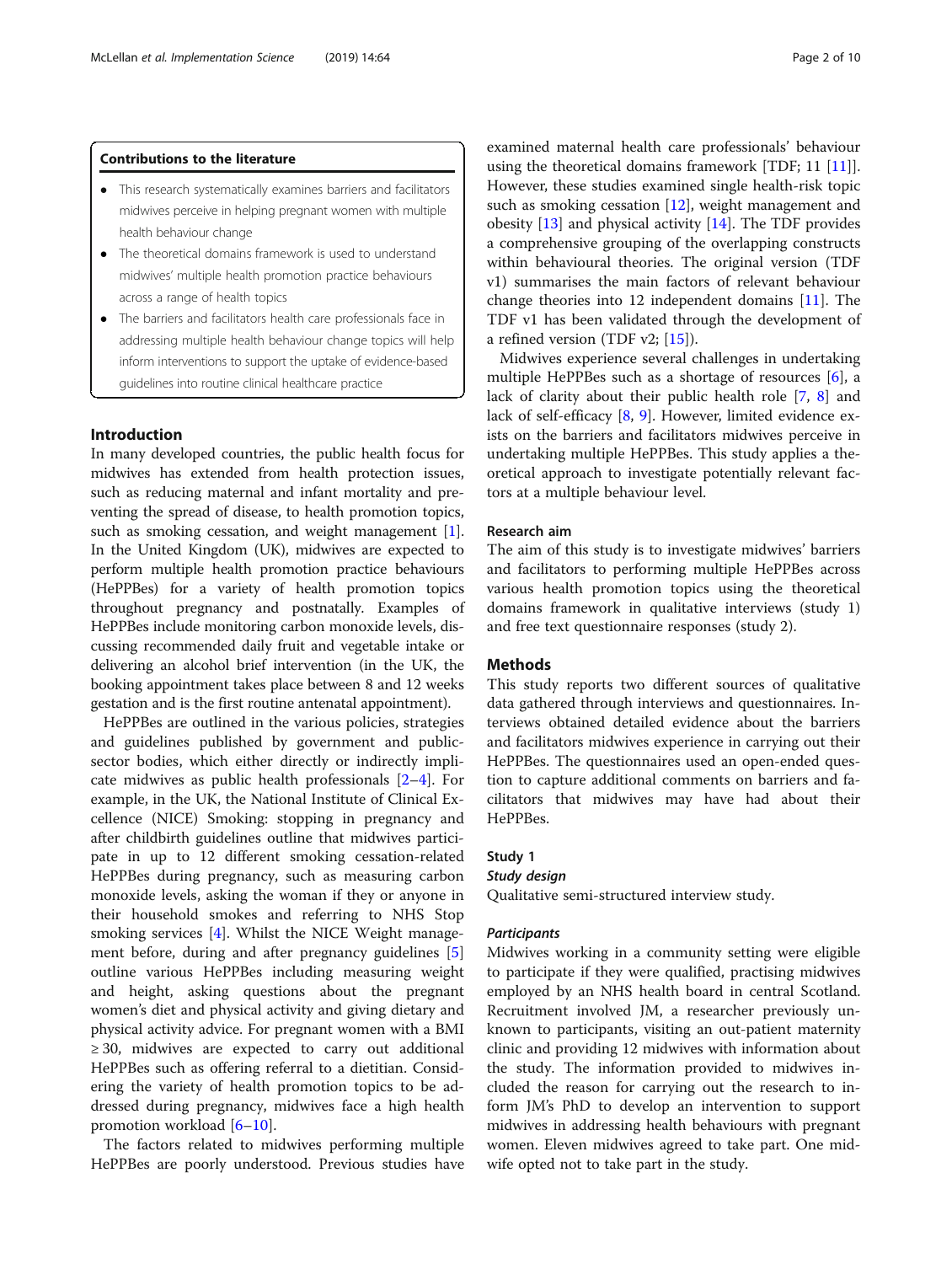#### Contributions to the literature

- This research systematically examines barriers and facilitators midwives perceive in helping pregnant women with multiple health behaviour change
- The theoretical domains framework is used to understand midwives' multiple health promotion practice behaviours across a range of health topics
- The barriers and facilitators health care professionals face in addressing multiple health behaviour change topics will help inform interventions to support the uptake of evidence-based guidelines into routine clinical healthcare practice

## Introduction

In many developed countries, the public health focus for midwives has extended from health protection issues, such as reducing maternal and infant mortality and preventing the spread of disease, to health promotion topics, such as smoking cessation, and weight management [1]. In the United Kingdom (UK), midwives are expected to perform multiple health promotion practice behaviours (HePPBes) for a variety of health promotion topics throughout pregnancy and postnatally. Examples of HePPBes include monitoring carbon monoxide levels, discussing recommended daily fruit and vegetable intake or delivering an alcohol brief intervention (in the UK, the booking appointment takes place between 8 and 12 weeks gestation and is the first routine antenatal appointment).

HePPBes are outlined in the various policies, strategies and guidelines published by government and public-sector bodies, which either directly or indirectly implicate midwives as public health professionals [2–4]. For example, in the UK, the National Institute of Clinical Excellence (NICE) Smoking: stopping in pregnancy and after childbirth guidelines outline that midwives participate in up to 12 different smoking cessation-related HePPBes during pregnancy, such as measuring carbon monoxide levels, asking the woman if they or anyone in their household smokes and referring to NHS Stop smoking services [4]. Whilst the NICE Weight management before, during and after pregnancy guidelines [5] outline various HePPBes including measuring weight and height, asking questions about the pregnant women's diet and physical activity and giving dietary and physical activity advice. For pregnant women with a BMI ≥ 30, midwives are expected to carry out additional HePPBes such as offering referral to a dietitian. Considering the variety of health promotion topics to be addressed during pregnancy, midwives face a high health promotion workload [6–10].

The factors related to midwives performing multiple HePPBes are poorly understood. Previous studies have examined maternal health care professionals' behaviour using the theoretical domains framework [TDF; 11 [11]]. However, these studies examined single health-risk topic such as smoking cessation [12], weight management and obesity [13] and physical activity [14]. The TDF provides a comprehensive grouping of the overlapping constructs within behavioural theories. The original version (TDF v1) summarises the main factors of relevant behaviour change theories into 12 independent domains [11]. The TDF v1 has been validated through the development of a refined version (TDF v2; [15]).

Midwives experience several challenges in undertaking multiple HePPBes such as a shortage of resources [6], a lack of clarity about their public health role [7, 8] and lack of self-efficacy [8, 9]. However, limited evidence exists on the barriers and facilitators midwives perceive in undertaking multiple HePPBes. This study applies a theoretical approach to investigate potentially relevant factors at a multiple behaviour level.

### Research aim

The aim of this study is to investigate midwives' barriers and facilitators to performing multiple HePPBes across various health promotion topics using the theoretical domains framework in qualitative interviews (study 1) and free text questionnaire responses (study 2).

## Methods

This study reports two different sources of qualitative data gathered through interviews and questionnaires. Interviews obtained detailed evidence about the barriers and facilitators midwives experience in carrying out their HePPBes. The questionnaires used an open-ended question to capture additional comments on barriers and facilitators that midwives may have had about their HePPBes.

### Study 1

#### *Study design*

Qualitative semi-structured interview study.

#### *Participants*

Midwives working in a community setting were eligible to participate if they were qualified, practising midwives employed by an NHS health board in central Scotland. Recruitment involved JM, a researcher previously unknown to participants, visiting an out-patient maternity clinic and providing 12 midwives with information about the study. The information provided to midwives included the reason for carrying out the research to inform JM's PhD to develop an intervention to support midwives in addressing health behaviours with pregnant women. Eleven midwives agreed to take part. One midwife opted not to take part in the study.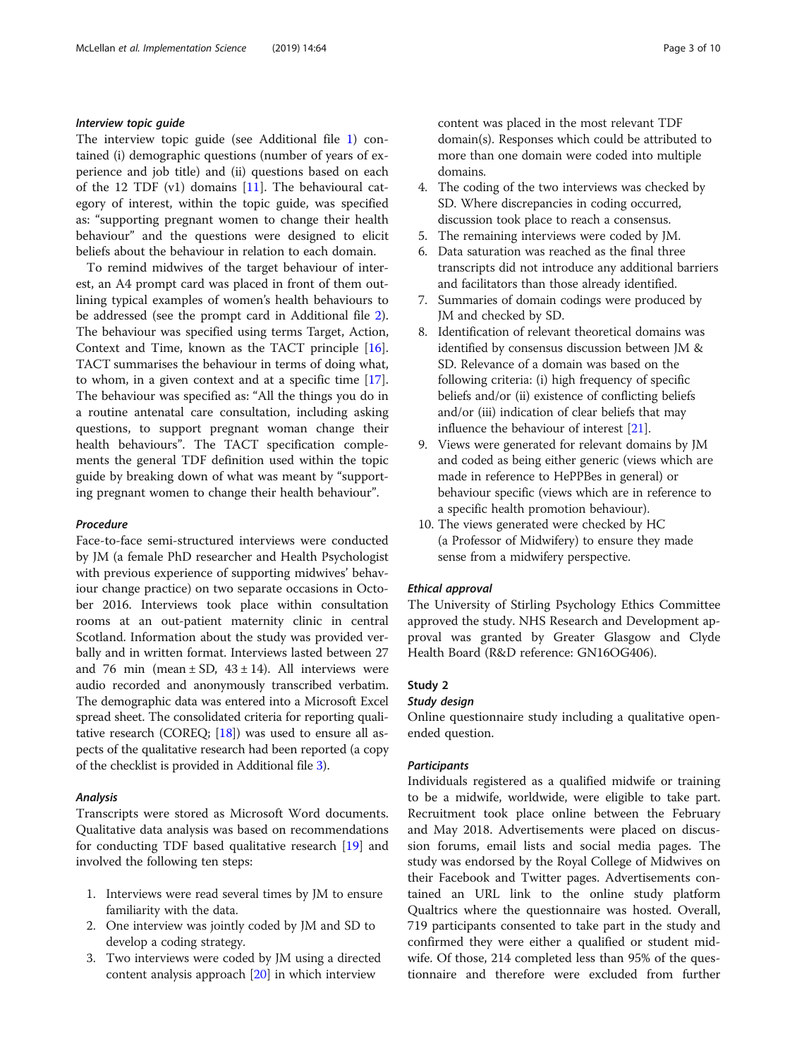#### Interview topic guide

The interview topic guide (see Additional file 1) contained (i) demographic questions (number of years of experience and job title) and (ii) questions based on each of the 12 TDF (v1) domains [11]. The behavioural category of interest, within the topic guide, was specified as: "supporting pregnant women to change their health behaviour" and the questions were designed to elicit beliefs about the behaviour in relation to each domain.

To remind midwives of the target behaviour of interest, an A4 prompt card was placed in front of them outlining typical examples of women's health behaviours to be addressed (see the prompt card in Additional file 2). The behaviour was specified using terms Target, Action, Context and Time, known as the TACT principle [16]. TACT summarises the behaviour in terms of doing what, to whom, in a given context and at a specific time [17]. The behaviour was specified as: "All the things you do in a routine antenatal care consultation, including asking questions, to support pregnant woman change their health behaviours". The TACT specification complements the general TDF definition used within the topic guide by breaking down of what was meant by "supporting pregnant women to change their health behaviour".

#### Procedure

Face-to-face semi-structured interviews were conducted by JM (a female PhD researcher and Health Psychologist with previous experience of supporting midwives' behaviour change practice) on two separate occasions in October 2016. Interviews took place within consultation rooms at an out-patient maternity clinic in central Scotland. Information about the study was provided verbally and in written format. Interviews lasted between 27 and 76 min (mean ± SD, 43 ± 14). All interviews were audio recorded and anonymously transcribed verbatim. The demographic data was entered into a Microsoft Excel spread sheet. The consolidated criteria for reporting qualitative research (COREQ; [18]) was used to ensure all aspects of the qualitative research had been reported (a copy of the checklist is provided in Additional file 3).

#### Analysis

Transcripts were stored as Microsoft Word documents. Qualitative data analysis was based on recommendations for conducting TDF based qualitative research [19] and involved the following ten steps:

1. Interviews were read several times by JM to ensure familiarity with the data.
2. One interview was jointly coded by JM and SD to develop a coding strategy.
3. Two interviews were coded by JM using a directed content analysis approach [20] in which interview content was placed in the most relevant TDF domain(s). Responses which could be attributed to more than one domain were coded into multiple domains.
4. The coding of the two interviews was checked by SD. Where discrepancies in coding occurred, discussion took place to reach a consensus.
5. The remaining interviews were coded by JM.
6. Data saturation was reached as the final three transcripts did not introduce any additional barriers and facilitators than those already identified.
7. Summaries of domain codings were produced by JM and checked by SD.
8. Identification of relevant theoretical domains was identified by consensus discussion between JM & SD. Relevance of a domain was based on the following criteria: (i) high frequency of specific beliefs and/or (ii) existence of conflicting beliefs and/or (iii) indication of clear beliefs that may influence the behaviour of interest [21].
9. Views were generated for relevant domains by JM and coded as being either generic (views which are made in reference to HePPBes in general) or behaviour specific (views which are in reference to a specific health promotion behaviour).
10. The views generated were checked by HC (a Professor of Midwifery) to ensure they made sense from a midwifery perspective.

#### Ethical approval

The University of Stirling Psychology Ethics Committee approved the study. NHS Research and Development approval was granted by Greater Glasgow and Clyde Health Board (R&D reference: GN16OG406).

### Study 2

#### Study design

Online questionnaire study including a qualitative open-ended question.

#### Participants

Individuals registered as a qualified midwife or training to be a midwife, worldwide, were eligible to take part. Recruitment took place online between the February and May 2018. Advertisements were placed on discussion forums, email lists and social media pages. The study was endorsed by the Royal College of Midwives on their Facebook and Twitter pages. Advertisements contained an URL link to the online study platform Qualtrics where the questionnaire was hosted. Overall, 719 participants consented to take part in the study and confirmed they were either a qualified or student midwife. Of those, 214 completed less than 95% of the questionnaire and therefore were excluded from further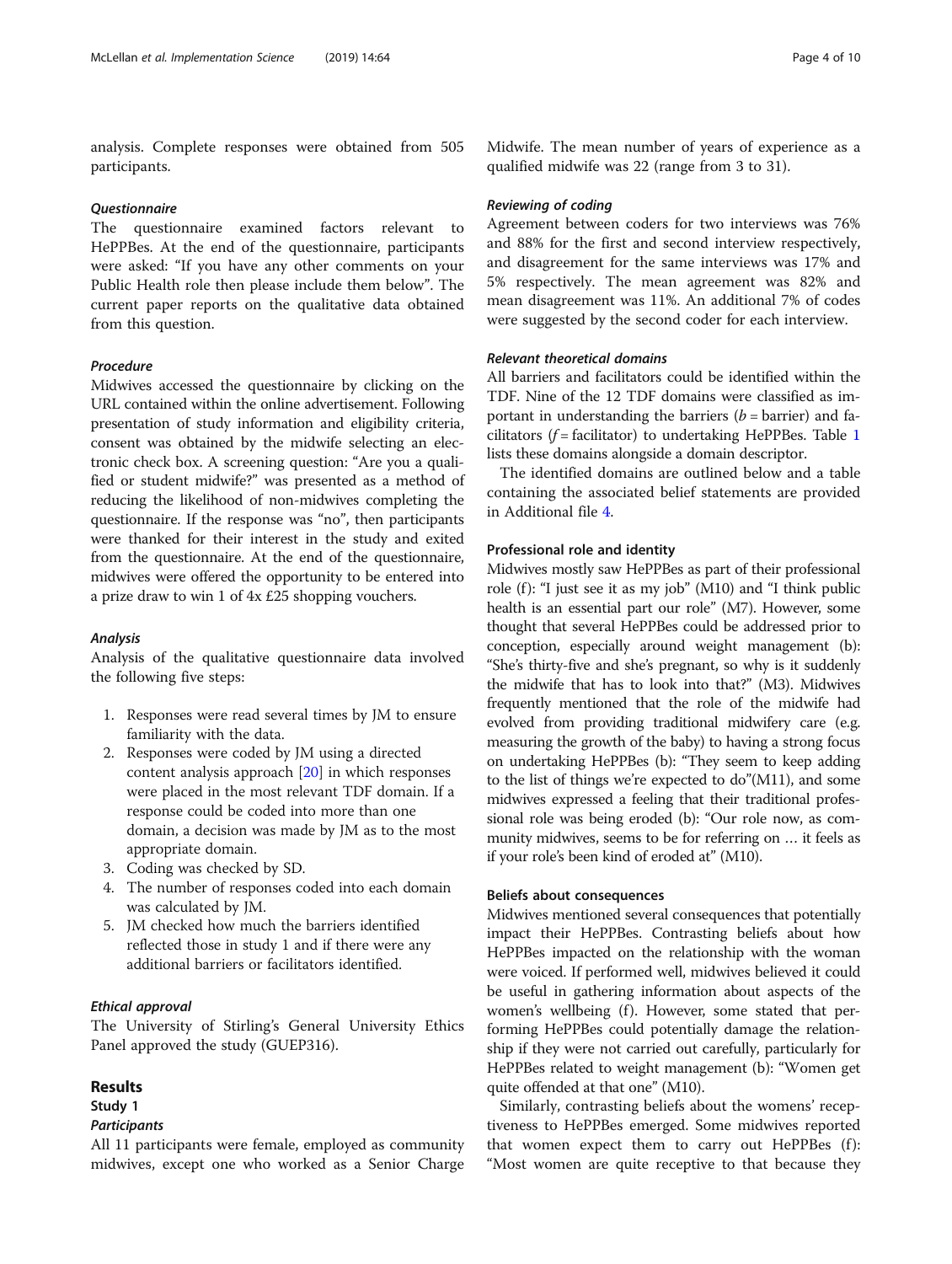analysis. Complete responses were obtained from 505 participants.

#### *Questionnaire*

The questionnaire examined factors relevant to HePPBes. At the end of the questionnaire, participants were asked: "If you have any other comments on your Public Health role then please include them below". The current paper reports on the qualitative data obtained from this question.

#### *Procedure*

Midwives accessed the questionnaire by clicking on the URL contained within the online advertisement. Following presentation of study information and eligibility criteria, consent was obtained by the midwife selecting an electronic check box. A screening question: "Are you a qualified or student midwife?" was presented as a method of reducing the likelihood of non-midwives completing the questionnaire. If the response was "no", then participants were thanked for their interest in the study and exited from the questionnaire. At the end of the questionnaire, midwives were offered the opportunity to be entered into a prize draw to win 1 of 4x £25 shopping vouchers.

#### *Analysis*

Analysis of the qualitative questionnaire data involved the following five steps:

1. Responses were read several times by JM to ensure familiarity with the data.
2. Responses were coded by JM using a directed content analysis approach [20] in which responses were placed in the most relevant TDF domain. If a response could be coded into more than one domain, a decision was made by JM as to the most appropriate domain.
3. Coding was checked by SD.
4. The number of responses coded into each domain was calculated by JM.
5. JM checked how much the barriers identified reflected those in study 1 and if there were any additional barriers or facilitators identified.

#### *Ethical approval*

The University of Stirling's General University Ethics Panel approved the study (GUEP316).

## Results

### Study 1

#### *Participants*

All 11 participants were female, employed as community midwives, except one who worked as a Senior Charge Midwife. The mean number of years of experience as a qualified midwife was 22 (range from 3 to 31).

#### *Reviewing of coding*

Agreement between coders for two interviews was 76% and 88% for the first and second interview respectively, and disagreement for the same interviews was 17% and 5% respectively. The mean agreement was 82% and mean disagreement was 11%. An additional 7% of codes were suggested by the second coder for each interview.

#### *Relevant theoretical domains*

All barriers and facilitators could be identified within the TDF. Nine of the 12 TDF domains were classified as important in understanding the barriers (*b* = barrier) and facilitators (*f* = facilitator) to undertaking HePPBes. Table 1 lists these domains alongside a domain descriptor.

The identified domains are outlined below and a table containing the associated belief statements are provided in Additional file 4.

### Professional role and identity

Midwives mostly saw HePPBes as part of their professional role (f): "I just see it as my job" (M10) and "I think public health is an essential part our role" (M7). However, some thought that several HePPBes could be addressed prior to conception, especially around weight management (b): "She's thirty-five and she's pregnant, so why is it suddenly the midwife that has to look into that?" (M3). Midwives frequently mentioned that the role of the midwife had evolved from providing traditional midwifery care (e.g. measuring the growth of the baby) to having a strong focus on undertaking HePPBes (b): "They seem to keep adding to the list of things we're expected to do"(M11), and some midwives expressed a feeling that their traditional professional role was being eroded (b): "Our role now, as community midwives, seems to be for referring on … it feels as if your role's been kind of eroded at" (M10).

### Beliefs about consequences

Midwives mentioned several consequences that potentially impact their HePPBes. Contrasting beliefs about how HePPBes impacted on the relationship with the woman were voiced. If performed well, midwives believed it could be useful in gathering information about aspects of the women's wellbeing (f). However, some stated that performing HePPBes could potentially damage the relationship if they were not carried out carefully, particularly for HePPBes related to weight management (b): "Women get quite offended at that one" (M10).

Similarly, contrasting beliefs about the womens' receptiveness to HePPBes emerged. Some midwives reported that women expect them to carry out HePPBes (f): "Most women are quite receptive to that because they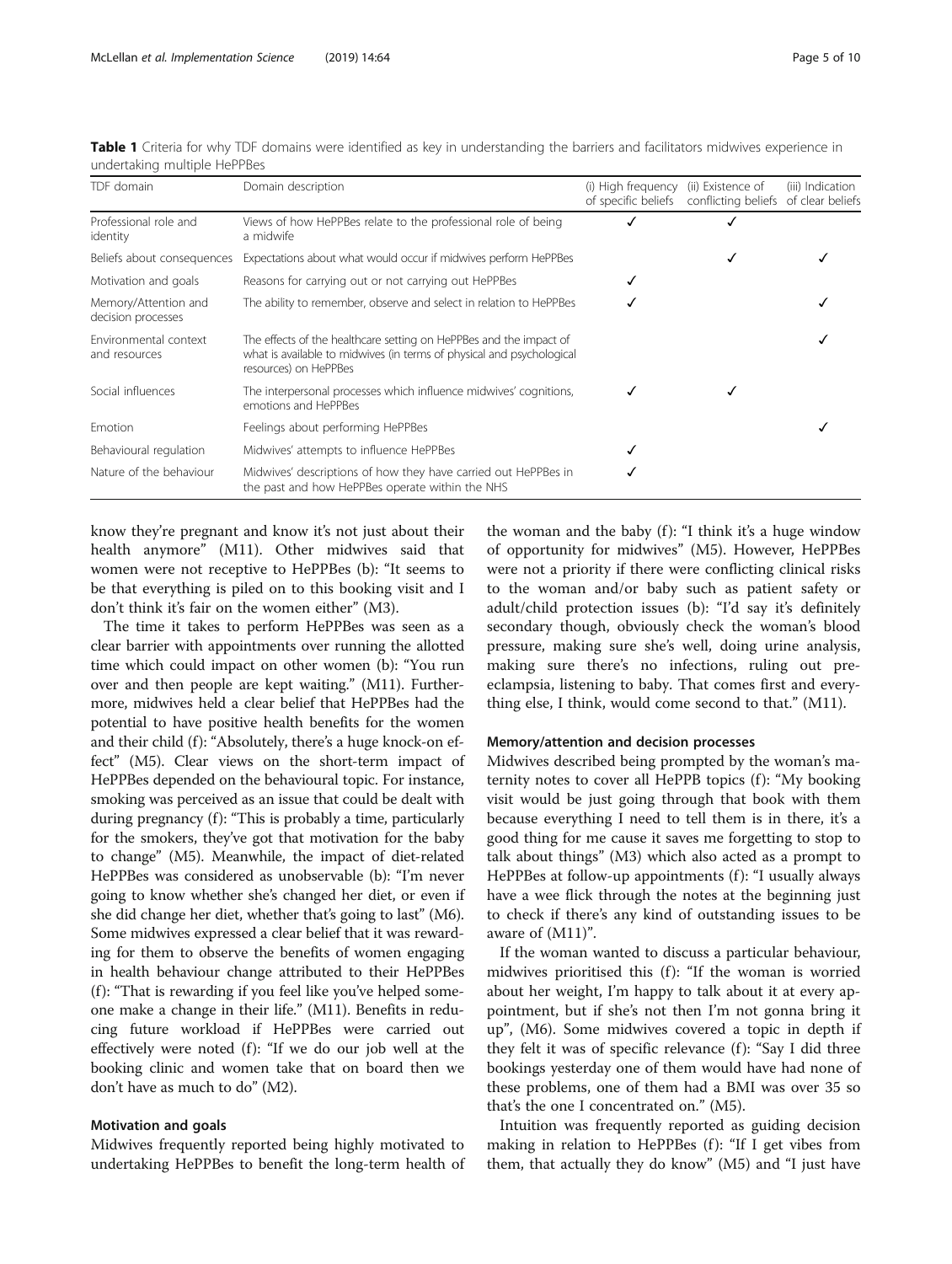**Table 1** Criteria for why TDF domains were identified as key in understanding the barriers and facilitators midwives experience in undertaking multiple HePPBes

| TDF domain | Domain description | (i) High frequency of specific beliefs | (ii) Existence of conflicting beliefs | (iii) Indication of clear beliefs |
|---|---|---|---|---|
| Professional role and identity | Views of how HePPBes relate to the professional role of being a midwife | ✓ | ✓ | |
| Beliefs about consequences | Expectations about what would occur if midwives perform HePPBes | | ✓ | ✓ |
| Motivation and goals | Reasons for carrying out or not carrying out HePPBes | ✓ | | |
| Memory/Attention and decision processes | The ability to remember, observe and select in relation to HePPBes | ✓ | | ✓ |
| Environmental context and resources | The effects of the healthcare setting on HePPBes and the impact of what is available to midwives (in terms of physical and psychological resources) on HePPBes | | | ✓ |
| Social influences | The interpersonal processes which influence midwives' cognitions, emotions and HePPBes | ✓ | ✓ | |
| Emotion | Feelings about performing HePPBes | | | ✓ |
| Behavioural regulation | Midwives' attempts to influence HePPBes | ✓ | | |
| Nature of the behaviour | Midwives' descriptions of how they have carried out HePPBes in the past and how HePPBes operate within the NHS | ✓ | | |

know they're pregnant and know it's not just about their health anymore" (M11). Other midwives said that women were not receptive to HePPBes (b): "It seems to be that everything is piled on to this booking visit and I don't think it's fair on the women either" (M3).

The time it takes to perform HePPBes was seen as a clear barrier with appointments over running the allotted time which could impact on other women (b): "You run over and then people are kept waiting." (M11). Furthermore, midwives held a clear belief that HePPBes had the potential to have positive health benefits for the women and their child (f): "Absolutely, there's a huge knock-on effect" (M5). Clear views on the short-term impact of HePPBes depended on the behavioural topic. For instance, smoking was perceived as an issue that could be dealt with during pregnancy (f): "This is probably a time, particularly for the smokers, they've got that motivation for the baby to change" (M5). Meanwhile, the impact of diet-related HePPBes was considered as unobservable (b): "I'm never going to know whether she's changed her diet, or even if she did change her diet, whether that's going to last" (M6). Some midwives expressed a clear belief that it was rewarding for them to observe the benefits of women engaging in health behaviour change attributed to their HePPBes (f): "That is rewarding if you feel like you've helped someone make a change in their life." (M11). Benefits in reducing future workload if HePPBes were carried out effectively were noted (f): "If we do our job well at the booking clinic and women take that on board then we don't have as much to do" (M2).

#### Motivation and goals

Midwives frequently reported being highly motivated to undertaking HePPBes to benefit the long-term health of the woman and the baby (f): "I think it's a huge window of opportunity for midwives" (M5). However, HePPBes were not a priority if there were conflicting clinical risks to the woman and/or baby such as patient safety or adult/child protection issues (b): "I'd say it's definitely secondary though, obviously check the woman's blood pressure, making sure she's well, doing urine analysis, making sure there's no infections, ruling out pre-eclampsia, listening to baby. That comes first and everything else, I think, would come second to that." (M11).

#### Memory/attention and decision processes

Midwives described being prompted by the woman's maternity notes to cover all HePPB topics (f): "My booking visit would be just going through that book with them because everything I need to tell them is in there, it's a good thing for me cause it saves me forgetting to stop to talk about things" (M3) which also acted as a prompt to HePPBes at follow-up appointments (f): "I usually always have a wee flick through the notes at the beginning just to check if there's any kind of outstanding issues to be aware of (M11)".

If the woman wanted to discuss a particular behaviour, midwives prioritised this (f): "If the woman is worried about her weight, I'm happy to talk about it at every appointment, but if she's not then I'm not gonna bring it up", (M6). Some midwives covered a topic in depth if they felt it was of specific relevance (f): "Say I did three bookings yesterday one of them would have had none of these problems, one of them had a BMI was over 35 so that's the one I concentrated on." (M5).

Intuition was frequently reported as guiding decision making in relation to HePPBes (f): "If I get vibes from them, that actually they do know" (M5) and "I just have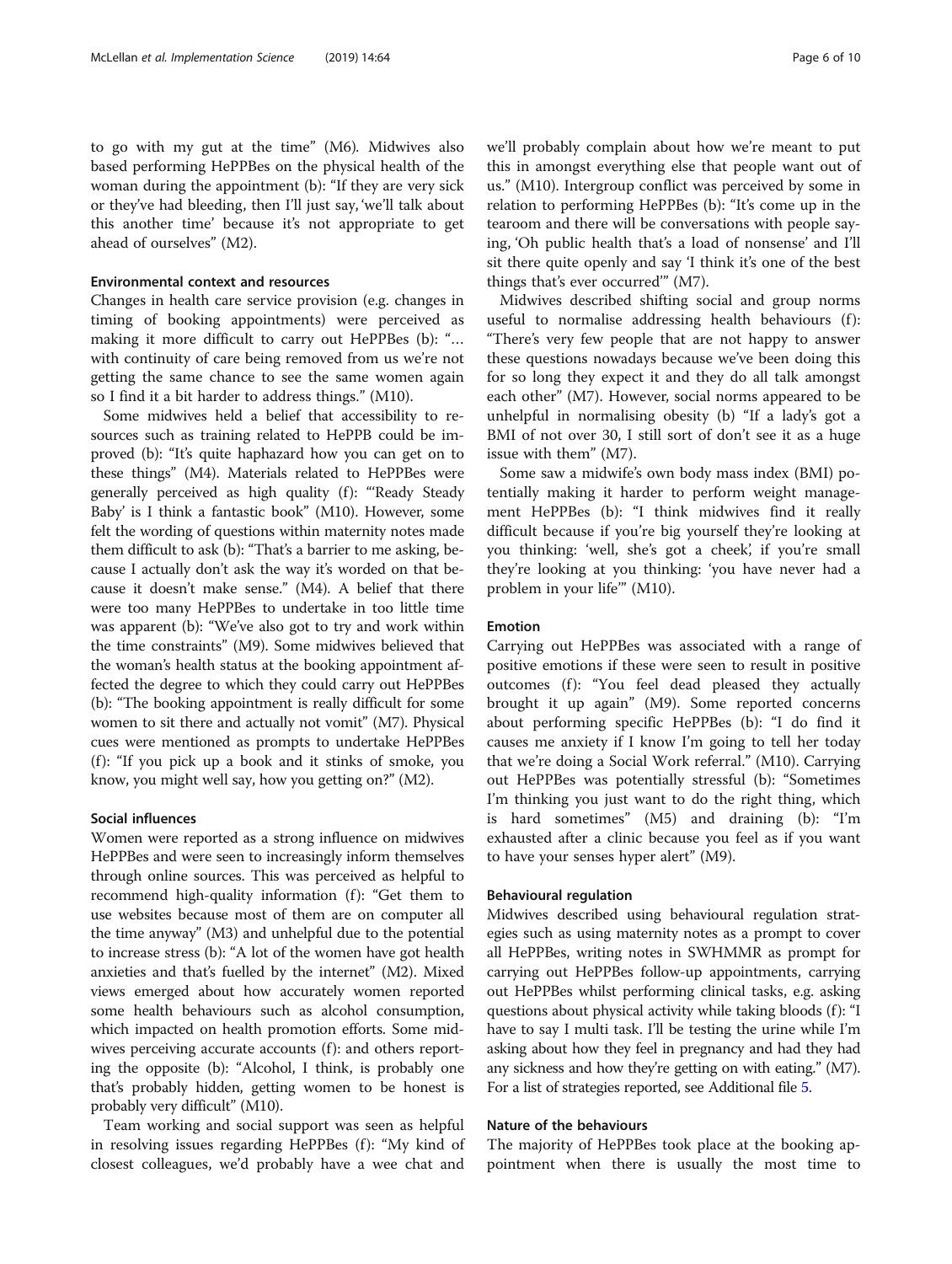to go with my gut at the time" (M6). Midwives also based performing HePPBes on the physical health of the woman during the appointment (b): "If they are very sick or they've had bleeding, then I'll just say, 'we'll talk about this another time' because it's not appropriate to get ahead of ourselves" (M2).

### Environmental context and resources

Changes in health care service provision (e.g. changes in timing of booking appointments) were perceived as making it more difficult to carry out HePPBes (b): "… with continuity of care being removed from us we're not getting the same chance to see the same women again so I find it a bit harder to address things." (M10).

Some midwives held a belief that accessibility to resources such as training related to HePPB could be improved (b): "It's quite haphazard how you can get on to these things" (M4). Materials related to HePPBes were generally perceived as high quality (f): "'Ready Steady Baby' is I think a fantastic book" (M10). However, some felt the wording of questions within maternity notes made them difficult to ask (b): "That's a barrier to me asking, because I actually don't ask the way it's worded on that because it doesn't make sense." (M4). A belief that there were too many HePPBes to undertake in too little time was apparent (b): "We've also got to try and work within the time constraints" (M9). Some midwives believed that the woman's health status at the booking appointment affected the degree to which they could carry out HePPBes (b): "The booking appointment is really difficult for some women to sit there and actually not vomit" (M7). Physical cues were mentioned as prompts to undertake HePPBes (f): "If you pick up a book and it stinks of smoke, you know, you might well say, how you getting on?" (M2).

### Social influences

Women were reported as a strong influence on midwives HePPBes and were seen to increasingly inform themselves through online sources. This was perceived as helpful to recommend high-quality information (f): "Get them to use websites because most of them are on computer all the time anyway" (M3) and unhelpful due to the potential to increase stress (b): "A lot of the women have got health anxieties and that's fuelled by the internet" (M2). Mixed views emerged about how accurately women reported some health behaviours such as alcohol consumption, which impacted on health promotion efforts. Some midwives perceiving accurate accounts (f): and others reporting the opposite (b): "Alcohol, I think, is probably one that's probably hidden, getting women to be honest is probably very difficult" (M10).

Team working and social support was seen as helpful in resolving issues regarding HePPBes (f): "My kind of closest colleagues, we'd probably have a wee chat and we'll probably complain about how we're meant to put this in amongst everything else that people want out of us." (M10). Intergroup conflict was perceived by some in relation to performing HePPBes (b): "It's come up in the tearoom and there will be conversations with people saying, 'Oh public health that's a load of nonsense' and I'll sit there quite openly and say 'I think it's one of the best things that's ever occurred'" (M7).

Midwives described shifting social and group norms useful to normalise addressing health behaviours (f): "There's very few people that are not happy to answer these questions nowadays because we've been doing this for so long they expect it and they do all talk amongst each other" (M7). However, social norms appeared to be unhelpful in normalising obesity (b) "If a lady's got a BMI of not over 30, I still sort of don't see it as a huge issue with them" (M7).

Some saw a midwife's own body mass index (BMI) potentially making it harder to perform weight management HePPBes (b): "I think midwives find it really difficult because if you're big yourself they're looking at you thinking: 'well, she's got a cheek', if you're small they're looking at you thinking: 'you have never had a problem in your life'" (M10).

### Emotion

Carrying out HePPBes was associated with a range of positive emotions if these were seen to result in positive outcomes (f): "You feel dead pleased they actually brought it up again" (M9). Some reported concerns about performing specific HePPBes (b): "I do find it causes me anxiety if I know I'm going to tell her today that we're doing a Social Work referral." (M10). Carrying out HePPBes was potentially stressful (b): "Sometimes I'm thinking you just want to do the right thing, which is hard sometimes" (M5) and draining (b): "I'm exhausted after a clinic because you feel as if you want to have your senses hyper alert" (M9).

### Behavioural regulation

Midwives described using behavioural regulation strategies such as using maternity notes as a prompt to cover all HePPBes, writing notes in SWHMMR as prompt for carrying out HePPBes follow-up appointments, carrying out HePPBes whilst performing clinical tasks, e.g. asking questions about physical activity while taking bloods (f): "I have to say I multi task. I'll be testing the urine while I'm asking about how they feel in pregnancy and had they had any sickness and how they're getting on with eating." (M7). For a list of strategies reported, see Additional file 5.

### Nature of the behaviours

The majority of HePPBes took place at the booking appointment when there is usually the most time to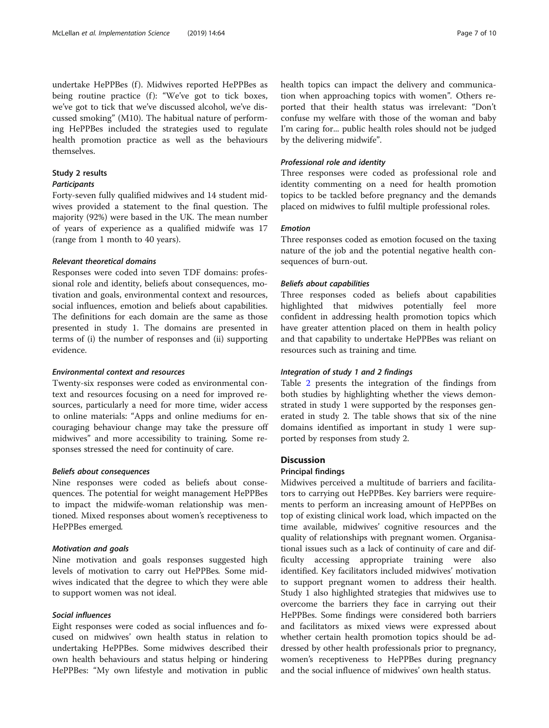undertake HePPBes (f). Midwives reported HePPBes as being routine practice (f): "We've got to tick boxes, we've got to tick that we've discussed alcohol, we've discussed smoking" (M10). The habitual nature of performing HePPBes included the strategies used to regulate health promotion practice as well as the behaviours themselves.

## Study 2 results

### Participants

Forty-seven fully qualified midwives and 14 student midwives provided a statement to the final question. The majority (92%) were based in the UK. The mean number of years of experience as a qualified midwife was 17 (range from 1 month to 40 years).

#### Relevant theoretical domains

Responses were coded into seven TDF domains: professional role and identity, beliefs about consequences, motivation and goals, environmental context and resources, social influences, emotion and beliefs about capabilities. The definitions for each domain are the same as those presented in study 1. The domains are presented in terms of (i) the number of responses and (ii) supporting evidence.

#### Environmental context and resources

Twenty-six responses were coded as environmental context and resources focusing on a need for improved resources, particularly a need for more time, wider access to online materials: "Apps and online mediums for encouraging behaviour change may take the pressure off midwives" and more accessibility to training. Some responses stressed the need for continuity of care.

#### Beliefs about consequences

Nine responses were coded as beliefs about consequences. The potential for weight management HePPBes to impact the midwife-woman relationship was mentioned. Mixed responses about women's receptiveness to HePPBes emerged.

#### Motivation and goals

Nine motivation and goals responses suggested high levels of motivation to carry out HePPBes. Some midwives indicated that the degree to which they were able to support women was not ideal.

#### Social influences

Eight responses were coded as social influences and focused on midwives' own health status in relation to undertaking HePPBes. Some midwives described their own health behaviours and status helping or hindering HePPBes: "My own lifestyle and motivation in public health topics can impact the delivery and communication when approaching topics with women". Others reported that their health status was irrelevant: "Don't confuse my welfare with those of the woman and baby I'm caring for... public health roles should not be judged by the delivering midwife".

#### Professional role and identity

Three responses were coded as professional role and identity commenting on a need for health promotion topics to be tackled before pregnancy and the demands placed on midwives to fulfil multiple professional roles.

#### Emotion

Three responses coded as emotion focused on the taxing nature of the job and the potential negative health consequences of burn-out.

#### Beliefs about capabilities

Three responses coded as beliefs about capabilities highlighted that midwives potentially feel more confident in addressing health promotion topics which have greater attention placed on them in health policy and that capability to undertake HePPBes was reliant on resources such as training and time.

#### Integration of study 1 and 2 findings

Table 2 presents the integration of the findings from both studies by highlighting whether the views demonstrated in study 1 were supported by the responses generated in study 2. The table shows that six of the nine domains identified as important in study 1 were supported by responses from study 2.

## Discussion

### Principal findings

Midwives perceived a multitude of barriers and facilitators to carrying out HePPBes. Key barriers were requirements to perform an increasing amount of HePPBes on top of existing clinical work load, which impacted on the time available, midwives' cognitive resources and the quality of relationships with pregnant women. Organisational issues such as a lack of continuity of care and difficulty accessing appropriate training were also identified. Key facilitators included midwives' motivation to support pregnant women to address their health. Study 1 also highlighted strategies that midwives use to overcome the barriers they face in carrying out their HePPBes. Some findings were considered both barriers and facilitators as mixed views were expressed about whether certain health promotion topics should be addressed by other health professionals prior to pregnancy, women's receptiveness to HePPBes during pregnancy and the social influence of midwives' own health status.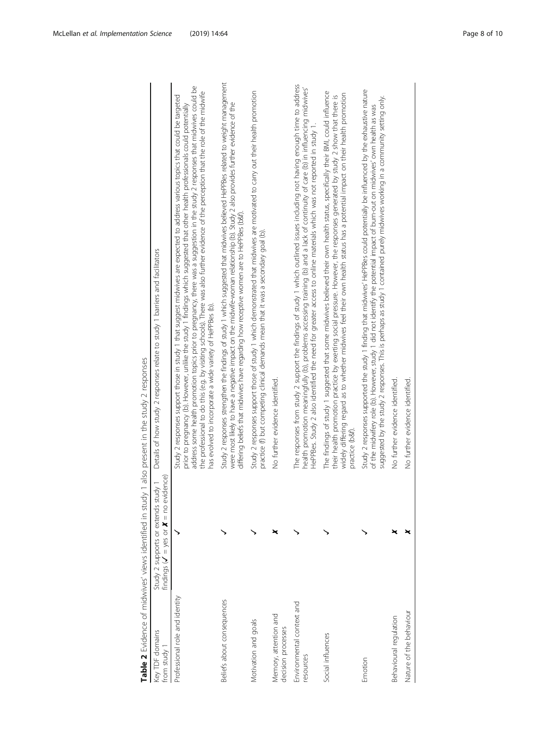**Table 2** Evidence of midwives' views identified in study 1 also present in the study 2 responses

| Key TDF domains from study 1 | Study 2 supports or extends study 1 findings (✓ = yes or ✗ = no evidence) | Details of how study 2 responses relate to study 1 barriers and facilitators |
|---|---|---|
| Professional role and identity | ✓ | Study 2 responses support those in study 1 that suggest midwives are expected to address various topics that could be targeted prior to pregnancy (b). However, unlike the study 1 findings which suggested that other health professionals could potentially address some health promotion topics prior to pregnancy, there was a suggestion in the study 2 responses that midwives could be the professional to do this (eg. by visiting schools). There was also further evidence of the perception that the role of the midwife has evolved to incorporate a wide variety of HePPBes (b). |
| Beliefs about consequences | ✓ | Study 2 responses strengthen the findings of study 1 which suggested that midwives believed HePPBes related to weight management were most likely to have a negative impact on the midwife-woman relationship (b). Study 2 also provides further evidence of the differing beliefs that midwives have regarding how receptive women are to HePPBes (b&f). |
| Motivation and goals | ✓ | Study 2 responses support those of study 1 which demonstrated that midwives are motivated to carry out their health promotion practice (f) but competing clinical demands mean that it was a secondary goal (b). |
| Memory, attention and decision processes | ✗ | No further evidence identified. |
| Environmental context and resources | ✓ | The responses from study 2 support the findings of study 1 which outlined issues including not having enough time to address health promotion meaningfully (b), problems accessing training (b) and a lack of continuity of care (b) in influencing midwives' HePPBes. Study 2 also identified the need for greater access to online materials which was not reported in study 1. |
| Social influences | ✓ | The findings of study 1 suggested that some midwives believed their own health status, specifically their BMI, could influence their health promotion practice by exerting social pressure. However, the responses generated by study 2 show that there is widely differing regard as to whether midwives feel their own health status has a potential impact on their health promotion practice (b&f). |
| Emotion | ✓ | Study 2 responses supported the study 1 finding that midwives' HePPBes could potentially be influenced by the exhaustive nature of the midwifery role (b). However, study 1 did not identify the potential impact of burn-out on midwives' own health as was suggested by the study 2 responses. This is perhaps as study 1 contained purely midwives working in a community setting only. |
| Behavioural regulation | ✗ | No further evidence identified. |
| Nature of the behaviour | ✗ | No further evidence identified. |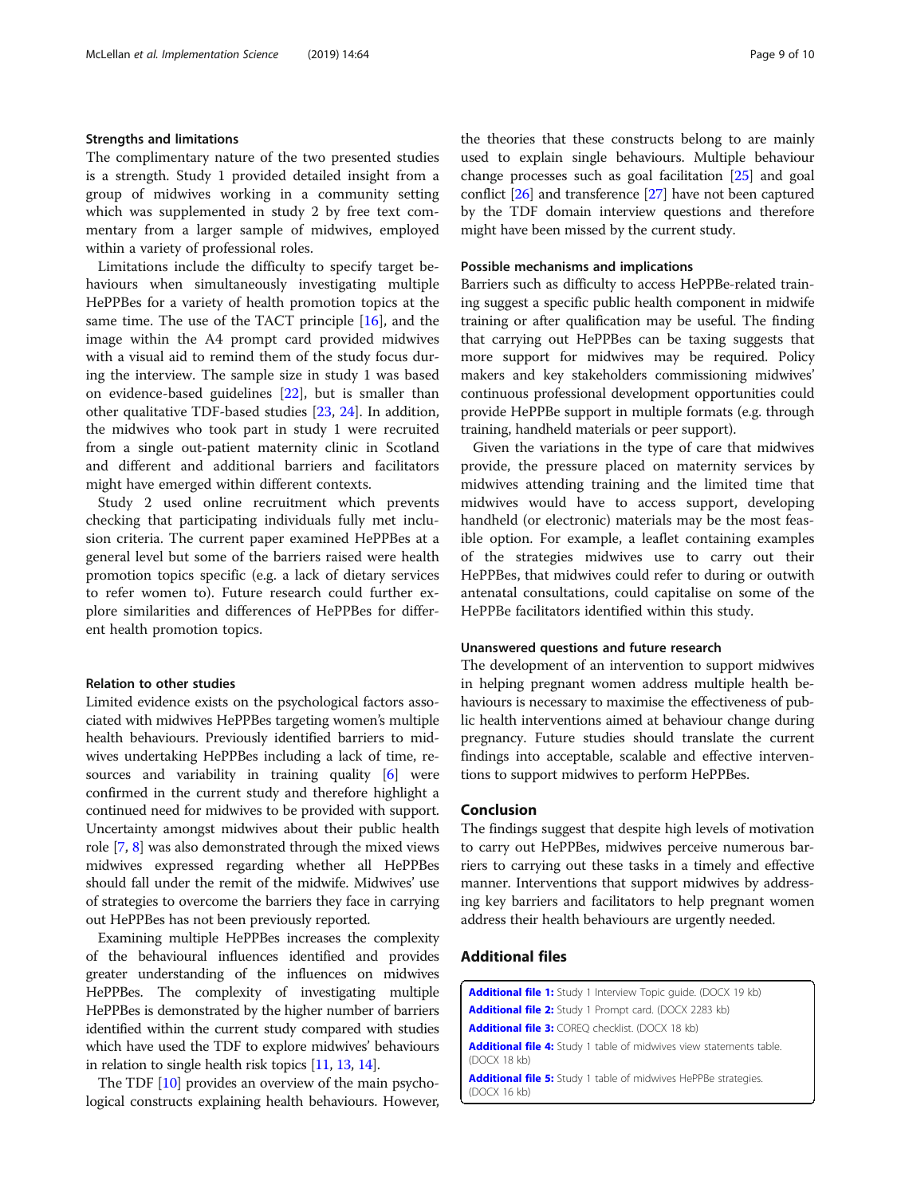### Strengths and limitations

The complimentary nature of the two presented studies is a strength. Study 1 provided detailed insight from a group of midwives working in a community setting which was supplemented in study 2 by free text commentary from a larger sample of midwives, employed within a variety of professional roles.

Limitations include the difficulty to specify target behaviours when simultaneously investigating multiple HePPBes for a variety of health promotion topics at the same time. The use of the TACT principle [16], and the image within the A4 prompt card provided midwives with a visual aid to remind them of the study focus during the interview. The sample size in study 1 was based on evidence-based guidelines [22], but is smaller than other qualitative TDF-based studies [23, 24]. In addition, the midwives who took part in study 1 were recruited from a single out-patient maternity clinic in Scotland and different and additional barriers and facilitators might have emerged within different contexts.

Study 2 used online recruitment which prevents checking that participating individuals fully met inclusion criteria. The current paper examined HePPBes at a general level but some of the barriers raised were health promotion topics specific (e.g. a lack of dietary services to refer women to). Future research could further explore similarities and differences of HePPBes for different health promotion topics.

### Relation to other studies

Limited evidence exists on the psychological factors associated with midwives HePPBes targeting women's multiple health behaviours. Previously identified barriers to midwives undertaking HePPBes including a lack of time, resources and variability in training quality [6] were confirmed in the current study and therefore highlight a continued need for midwives to be provided with support. Uncertainty amongst midwives about their public health role [7, 8] was also demonstrated through the mixed views midwives expressed regarding whether all HePPBes should fall under the remit of the midwife. Midwives' use of strategies to overcome the barriers they face in carrying out HePPBes has not been previously reported.

Examining multiple HePPBes increases the complexity of the behavioural influences identified and provides greater understanding of the influences on midwives HePPBes. The complexity of investigating multiple HePPBes is demonstrated by the higher number of barriers identified within the current study compared with studies which have used the TDF to explore midwives' behaviours in relation to single health risk topics [11, 13, 14].

The TDF [10] provides an overview of the main psychological constructs explaining health behaviours. However, the theories that these constructs belong to are mainly used to explain single behaviours. Multiple behaviour change processes such as goal facilitation [25] and goal conflict [26] and transference [27] have not been captured by the TDF domain interview questions and therefore might have been missed by the current study.

### Possible mechanisms and implications

Barriers such as difficulty to access HePPBe-related training suggest a specific public health component in midwife training or after qualification may be useful. The finding that carrying out HePPBes can be taxing suggests that more support for midwives may be required. Policy makers and key stakeholders commissioning midwives' continuous professional development opportunities could provide HePPBe support in multiple formats (e.g. through training, handheld materials or peer support).

Given the variations in the type of care that midwives provide, the pressure placed on maternity services by midwives attending training and the limited time that midwives would have to access support, developing handheld (or electronic) materials may be the most feasible option. For example, a leaflet containing examples of the strategies midwives use to carry out their HePPBes, that midwives could refer to during or outwith antenatal consultations, could capitalise on some of the HePPBe facilitators identified within this study.

### Unanswered questions and future research

The development of an intervention to support midwives in helping pregnant women address multiple health behaviours is necessary to maximise the effectiveness of public health interventions aimed at behaviour change during pregnancy. Future studies should translate the current findings into acceptable, scalable and effective interventions to support midwives to perform HePPBes.

## Conclusion

The findings suggest that despite high levels of motivation to carry out HePPBes, midwives perceive numerous barriers to carrying out these tasks in a timely and effective manner. Interventions that support midwives by addressing key barriers and facilitators to help pregnant women address their health behaviours are urgently needed.

## Additional files

**Additional file 1:** Study 1 Interview Topic guide. (DOCX 19 kb)

**Additional file 2:** Study 1 Prompt card. (DOCX 2283 kb)

**Additional file 3:** COREQ checklist. (DOCX 18 kb)

**Additional file 4:** Study 1 table of midwives view statements table. (DOCX 18 kb)

**Additional file 5:** Study 1 table of midwives HePPBe strategies. (DOCX 16 kb)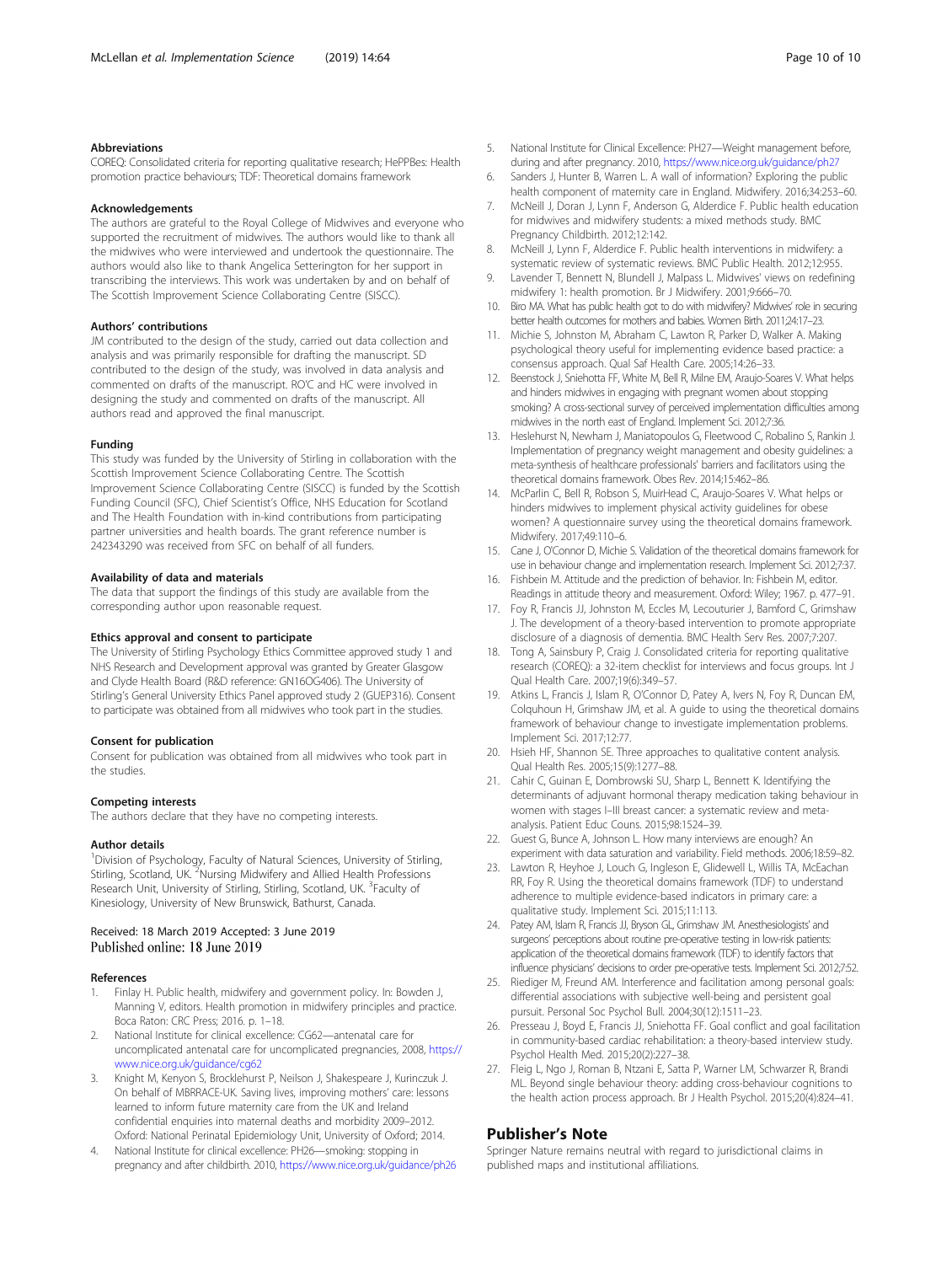### Abbreviations

COREQ: Consolidated criteria for reporting qualitative research; HePPBes: Health promotion practice behaviours; TDF: Theoretical domains framework

### Acknowledgements

The authors are grateful to the Royal College of Midwives and everyone who supported the recruitment of midwives. The authors would like to thank all the midwives who were interviewed and undertook the questionnaire. The authors would also like to thank Angelica Setterington for her support in transcribing the interviews. This work was undertaken by and on behalf of The Scottish Improvement Science Collaborating Centre (SISCC).

### Authors' contributions

JM contributed to the design of the study, carried out data collection and analysis and was primarily responsible for drafting the manuscript. SD contributed to the design of the study, was involved in data analysis and commented on drafts of the manuscript. RO'C and HC were involved in designing the study and commented on drafts of the manuscript. All authors read and approved the final manuscript.

### Funding

This study was funded by the University of Stirling in collaboration with the Scottish Improvement Science Collaborating Centre. The Scottish Improvement Science Collaborating Centre (SISCC) is funded by the Scottish Funding Council (SFC), Chief Scientist's Office, NHS Education for Scotland and The Health Foundation with in-kind contributions from participating partner universities and health boards. The grant reference number is 242343290 was received from SFC on behalf of all funders.

### Availability of data and materials

The data that support the findings of this study are available from the corresponding author upon reasonable request.

### Ethics approval and consent to participate

The University of Stirling Psychology Ethics Committee approved study 1 and NHS Research and Development approval was granted by Greater Glasgow and Clyde Health Board (R&D reference: GN16OG406). The University of Stirling's General University Ethics Panel approved study 2 (GUEP316). Consent to participate was obtained from all midwives who took part in the studies.

### Consent for publication

Consent for publication was obtained from all midwives who took part in the studies.

### Competing interests

The authors declare that they have no competing interests.

### Author details

[1]Division of Psychology, Faculty of Natural Sciences, University of Stirling, Stirling, Scotland, UK. [2]Nursing Midwifery and Allied Health Professions Research Unit, University of Stirling, Stirling, Scotland, UK. [3]Faculty of Kinesiology, University of New Brunswick, Bathurst, Canada.

Received: 18 March 2019 Accepted: 3 June 2019
Published online: 18 June 2019

### References

1. Finlay H. Public health, midwifery and government policy. In: Bowden J, Manning V, editors. Health promotion in midwifery principles and practice. Boca Raton: CRC Press; 2016. p. 1–18.
2. National Institute for clinical excellence: CG62—antenatal care for uncomplicated antenatal care for uncomplicated pregnancies, 2008, https://www.nice.org.uk/guidance/cg62
3. Knight M, Kenyon S, Brocklehurst P, Neilson J, Shakespeare J, Kurinczuk J. On behalf of MBRRACE-UK. Saving lives, improving mothers' care: lessons learned to inform future maternity care from the UK and Ireland confidential enquiries into maternal deaths and morbidity 2009–2012. Oxford: National Perinatal Epidemiology Unit, University of Oxford; 2014.
4. National Institute for clinical excellence: PH26—smoking: stopping in pregnancy and after childbirth. 2010, https://www.nice.org.uk/guidance/ph26
5. National Institute for Clinical Excellence: PH27—Weight management before, during and after pregnancy. 2010, https://www.nice.org.uk/guidance/ph27
6. Sanders J, Hunter B, Warren L. A wall of information? Exploring the public health component of maternity care in England. Midwifery. 2016;34:253–60.
7. McNeill J, Doran J, Lynn F, Anderson G, Alderdice F. Public health education for midwives and midwifery students: a mixed methods study. BMC Pregnancy Childbirth. 2012;12:142.
8. McNeill J, Lynn F, Alderdice F. Public health interventions in midwifery: a systematic review of systematic reviews. BMC Public Health. 2012;12:955.
9. Lavender T, Bennett N, Blundell J, Malpass L. Midwives' views on redefining midwifery 1: health promotion. Br J Midwifery. 2001;9:666–70.
10. Biro MA. What has public health got to do with midwifery? Midwives' role in securing better health outcomes for mothers and babies. Women Birth. 2011;24:17–23.
11. Michie S, Johnston M, Abraham C, Lawton R, Parker D, Walker A. Making psychological theory useful for implementing evidence based practice: a consensus approach. Qual Saf Health Care. 2005;14:26–33.
12. Beenstock J, Sniehotta FF, White M, Bell R, Milne EM, Araujo-Soares V. What helps and hinders midwives in engaging with pregnant women about stopping smoking? A cross-sectional survey of perceived implementation difficulties among midwives in the north east of England. Implement Sci. 2012;7:36.
13. Heslehurst N, Newham J, Maniatopoulos G, Fleetwood C, Robalino S, Rankin J. Implementation of pregnancy weight management and obesity guidelines: a meta-synthesis of healthcare professionals' barriers and facilitators using the theoretical domains framework. Obes Rev. 2014;15:462–86.
14. McParlin C, Bell R, Robson S, MuirHead C, Araujo-Soares V. What helps or hinders midwives to implement physical activity guidelines for obese women? A questionnaire survey using the theoretical domains framework. Midwifery. 2017;49:110–6.
15. Cane J, O'Connor D, Michie S. Validation of the theoretical domains framework for use in behaviour change and implementation research. Implement Sci. 2012;7:37.
16. Fishbein M. Attitude and the prediction of behavior. In: Fishbein M, editor. Readings in attitude theory and measurement. Oxford: Wiley; 1967. p. 477–91.
17. Foy R, Francis JJ, Johnston M, Eccles M, Lecouturier J, Bamford C, Grimshaw J. The development of a theory-based intervention to promote appropriate disclosure of a diagnosis of dementia. BMC Health Serv Res. 2007;7:207.
18. Tong A, Sainsbury P, Craig J. Consolidated criteria for reporting qualitative research (COREQ): a 32-item checklist for interviews and focus groups. Int J Qual Health Care. 2007;19(6):349–57.
19. Atkins L, Francis J, Islam R, O'Connor D, Patey A, Ivers N, Foy R, Duncan EM, Colquhoun H, Grimshaw JM, et al. A guide to using the theoretical domains framework of behaviour change to investigate implementation problems. Implement Sci. 2017;12:77.
20. Hsieh HF, Shannon SE. Three approaches to qualitative content analysis. Qual Health Res. 2005;15(9):1277–88.
21. Cahir C, Guinan E, Dombrowski SU, Sharp L, Bennett K. Identifying the determinants of adjuvant hormonal therapy medication taking behaviour in women with stages I–III breast cancer: a systematic review and meta-analysis. Patient Educ Couns. 2015;98:1524–39.
22. Guest G, Bunce A, Johnson L. How many interviews are enough? An experiment with data saturation and variability. Field methods. 2006;18:59–82.
23. Lawton R, Heyhoe J, Louch G, Ingleson E, Glidewell L, Willis TA, McEachan RR, Foy R. Using the theoretical domains framework (TDF) to understand adherence to multiple evidence-based indicators in primary care: a qualitative study. Implement Sci. 2015;11:113.
24. Patey AM, Islam R, Francis JJ, Bryson GL, Grimshaw JM. Anesthesiologists' and surgeons' perceptions about routine pre-operative testing in low-risk patients: application of the theoretical domains framework (TDF) to identify factors that influence physicians' decisions to order pre-operative tests. Implement Sci. 2012;7:52.
25. Riediger M, Freund AM. Interference and facilitation among personal goals: differential associations with subjective well-being and persistent goal pursuit. Personal Soc Psychol Bull. 2004;30(12):1511–23.
26. Presseau J, Boyd E, Francis JJ, Sniehotta FF. Goal conflict and goal facilitation in community-based cardiac rehabilitation: a theory-based interview study. Psychol Health Med. 2015;20(2):227–38.
27. Fleig L, Ngo J, Roman B, Ntzani E, Satta P, Warner LM, Schwarzer R, Brandi ML. Beyond single behaviour theory: adding cross-behaviour cognitions to the health action process approach. Br J Health Psychol. 2015;20(4):824–41.

## Publisher's Note

Springer Nature remains neutral with regard to jurisdictional claims in published maps and institutional affiliations.